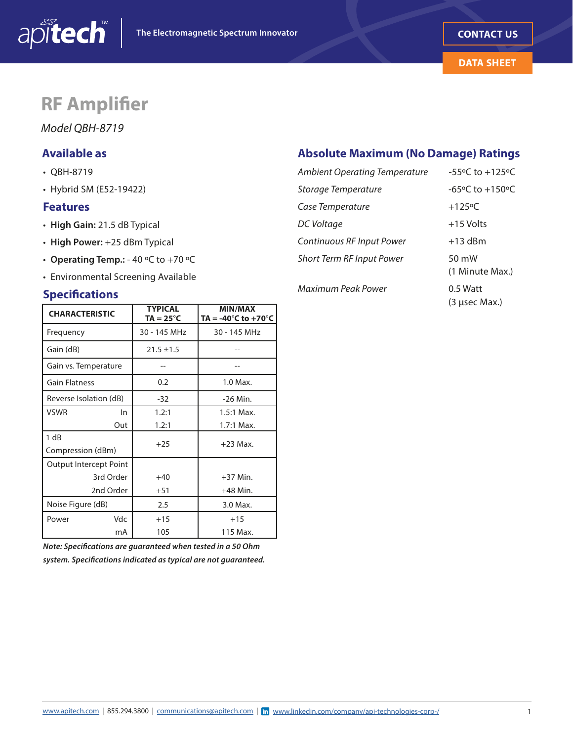apitech™ | The Electromagnetic Spectrum Innovator

CONTACT US

DATA SHEET

# RF Amplifier

*Model QBH-8719*

## Available as

- QBH-8719
- Hybrid SM (E52-19422)

## Features

- **High Gain:** 21.5 dB Typical
- **High Power:** +25 dBm Typical
- **Operating Temp.:** - 40 ºC to +70 ºC
- Environmental Screening Available

## Specifications

| CHARACTERISTIC | | TYPICAL TA = 25°C | MIN/MAX TA = -40°C to +70°C |
|---|---|---|---|
| Frequency | | 30 - 145 MHz | 30 - 145 MHz |
| Gain (dB) | | 21.5 ±1.5 | -- |
| Gain vs. Temperature | | -- | -- |
| Gain Flatness | | 0.2 | 1.0 Max. |
| Reverse Isolation (dB) | | -32 | -26 Min. |
| VSWR | In | 1.2:1 | 1.5:1 Max. |
| | Out | 1.2:1 | 1.7:1 Max. |
| 1 dB Compression (dBm) | | +25 | +23 Max. |
| Output Intercept Point | 3rd Order | +40 | +37 Min. |
| | 2nd Order | +51 | +48 Min. |
| Noise Figure (dB) | | 2.5 | 3.0 Max. |
| Power | Vdc | +15 | +15 |
| | mA | 105 | 115 Max. |

***Note: Specifications are guaranteed when tested in a 50 Ohm system. Specifications indicated as typical are not guaranteed.***

## Absolute Maximum (No Damage) Ratings

| | |
|---|---|
| *Ambient Operating Temperature* | -55ºC to +125ºC |
| *Storage Temperature* | -65ºC to +150ºC |
| *Case Temperature* | +125ºC |
| *DC Voltage* | +15 Volts |
| *Continuous RF Input Power* | +13 dBm |
| *Short Term RF Input Power* | 50 mW (1 Minute Max.) |
| *Maximum Peak Power* | 0.5 Watt (3 µsec Max.) |

www.apitech.com | 855.294.3800 | communications@apitech.com | www.linkedin.com/company/api-technologies-corp-/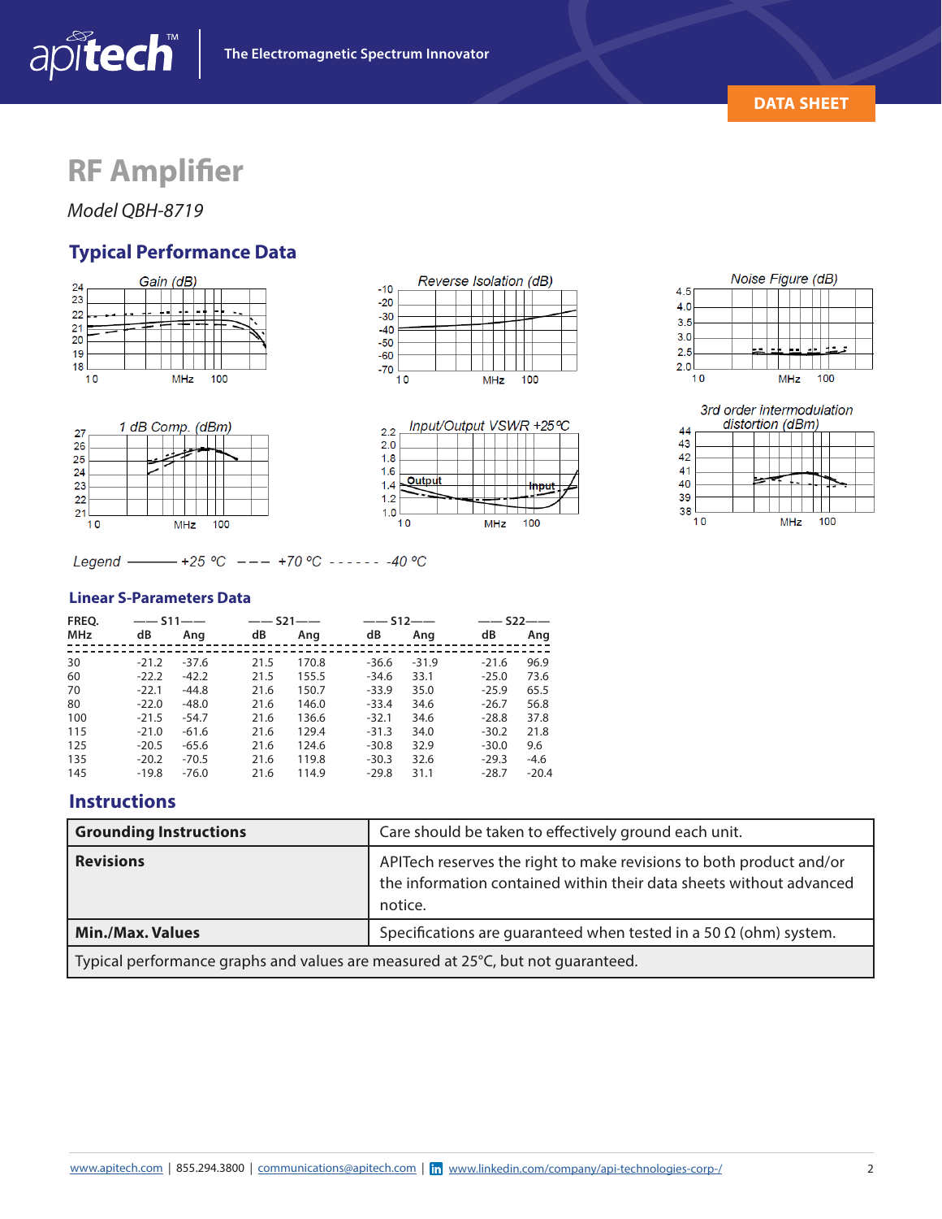# RF Amplifier

*Model QBH-8719*

## Typical Performance Data

Gain (dB)

Reverse Isolation (dB)

Noise Figure (dB)

1 dB Comp. (dBm)

Input/Output VSWR +25 °C

3rd order intermodulation distortion (dBm)

*Legend* ——— *+25 °C* – – – *+70 °C* - - - - - - *-40 °C*

### Linear S-Parameters Data

| FREQ. | S11 | | S21 | | S12 | | S22 | |
|---|---|---|---|---|---|---|---|---|
| MHz | dB | Ang | dB | Ang | dB | Ang | dB | Ang |
| 30 | -21.2 | -37.6 | 21.5 | 170.8 | -36.6 | -31.9 | -21.6 | 96.9 |
| 60 | -22.2 | -42.2 | 21.5 | 155.5 | -34.6 | 33.1 | -25.0 | 73.6 |
| 70 | -22.1 | -44.8 | 21.6 | 150.7 | -33.9 | 35.0 | -25.9 | 65.5 |
| 80 | -22.0 | -48.0 | 21.6 | 146.0 | -33.4 | 34.6 | -26.7 | 56.8 |
| 100 | -21.5 | -54.7 | 21.6 | 136.6 | -32.1 | 34.6 | -28.8 | 37.8 |
| 115 | -21.0 | -61.6 | 21.6 | 129.4 | -31.3 | 34.0 | -30.2 | 21.8 |
| 125 | -20.5 | -65.6 | 21.6 | 124.6 | -30.8 | 32.9 | -30.0 | 9.6 |
| 135 | -20.2 | -70.5 | 21.6 | 119.8 | -30.3 | 32.6 | -29.3 | -4.6 |
| 145 | -19.8 | -76.0 | 21.6 | 114.9 | -29.8 | 31.1 | -28.7 | -20.4 |

## Instructions

| | |
|---|---|
| **Grounding Instructions** | Care should be taken to effectively ground each unit. |
| **Revisions** | APITech reserves the right to make revisions to both product and/or the information contained within their data sheets without advanced notice. |
| **Min./Max. Values** | Specifications are guaranteed when tested in a 50 Ω (ohm) system. |
| Typical performance graphs and values are measured at 25°C, but not guaranteed. | |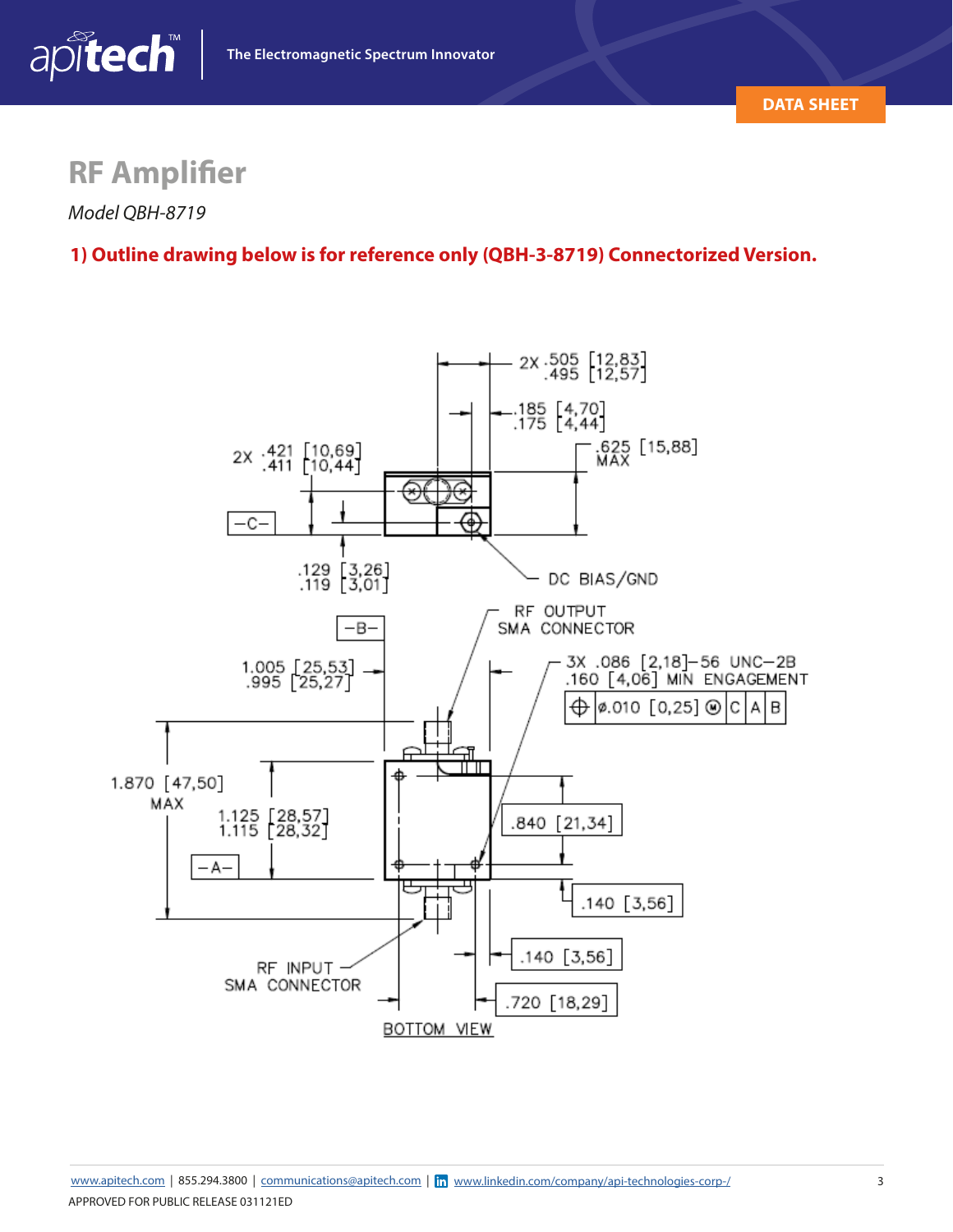**DATA SHEET**

# RF Amplifier

*Model QBH-8719*

**1) Outline drawing below is for reference only (QBH-3-8719) Connectorized Version.**

2X .505 [12,83] / .495 [12,57]

.185 [4,70] / .175 [4,44]

2X .421 [10,69] / .411 [10,44]

.625 [15,88] MAX

—C—

.129 [3,26] / .119 [3,01]

DC BIAS/GND

RF OUTPUT SMA CONNECTOR

—B—

1.005 [25,53] / .995 [25,27]

3X .086 [2,18]–56 UNC–2B

.160 [4,06] MIN ENGAGEMENT

⌖ ø.010 [0,25] Ⓜ C A B

1.870 [47,50] MAX

1.125 [28,57] / 1.115 [28,32]

.840 [21,34]

—A—

.140 [3,56]

RF INPUT SMA CONNECTOR

.140 [3,56]

.720 [18,29]

BOTTOM VIEW

APPROVED FOR PUBLIC RELEASE 031121ED